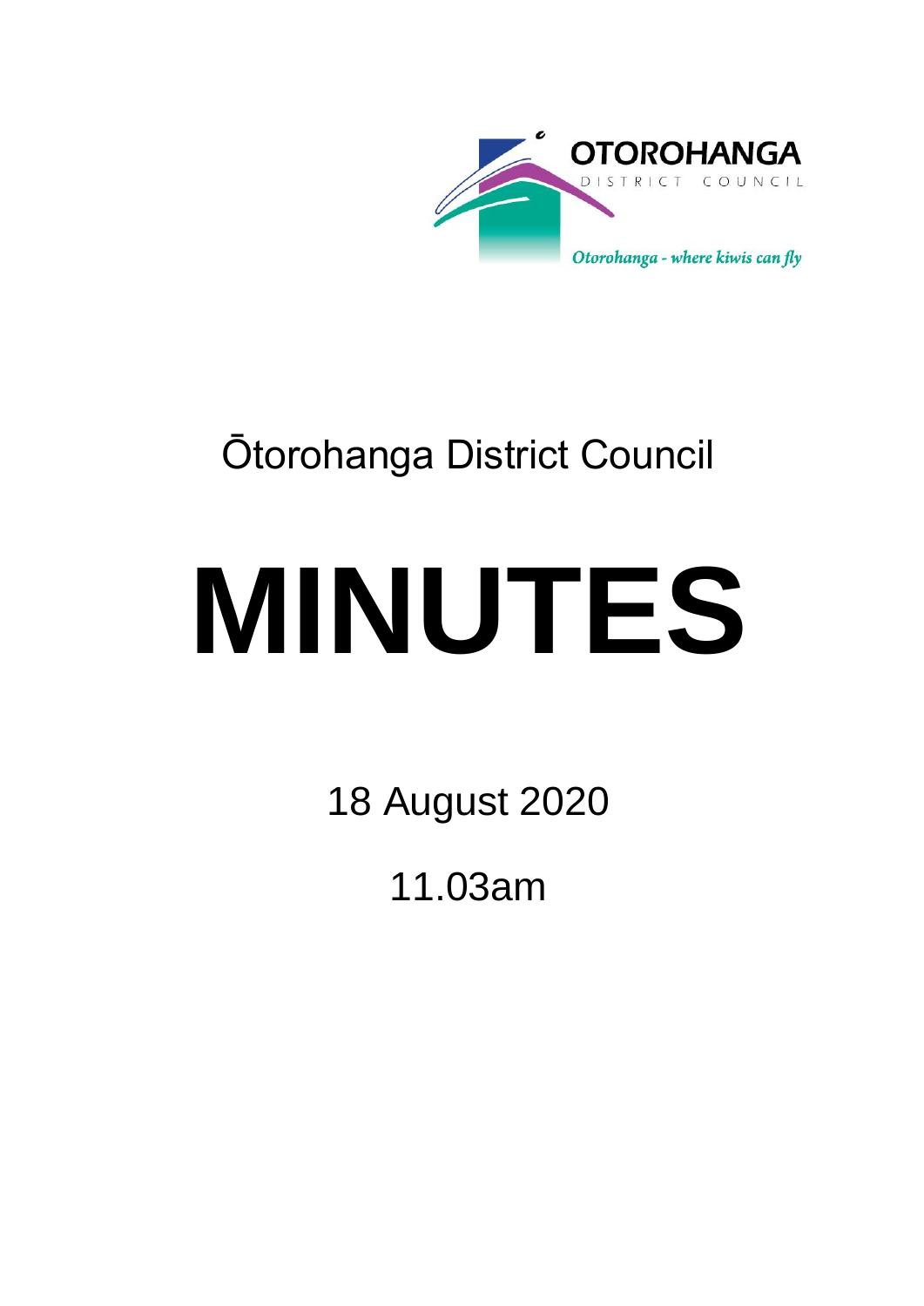OTOROHANGA

DISTRICT COUNCIL

*Otorohanga - where kiwis can fly*

Ōtorohanga District Council

# MINUTES

18 August 2020

11.03am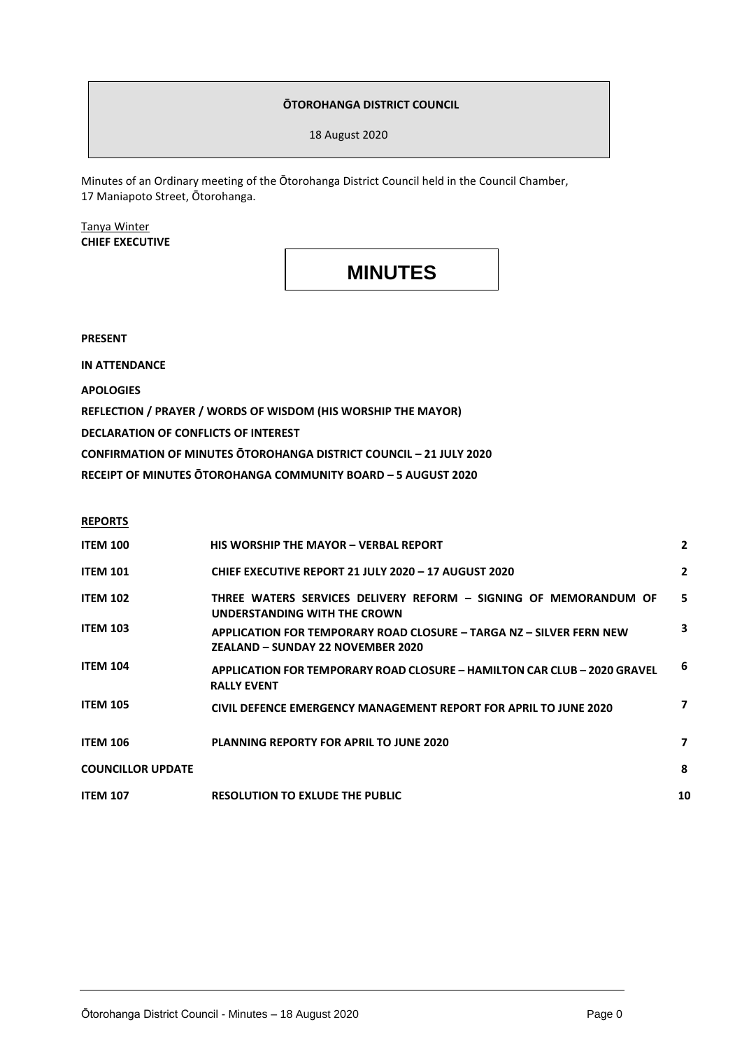**ŌTOROHANGA DISTRICT COUNCIL**

18 August 2020

Minutes of an Ordinary meeting of the Ōtorohanga District Council held in the Council Chamber, 17 Maniapoto Street, Ōtorohanga.

Tanya Winter
**CHIEF EXECUTIVE**

# MINUTES

**PRESENT**

**IN ATTENDANCE**

**APOLOGIES**

**REFLECTION / PRAYER / WORDS OF WISDOM (HIS WORSHIP THE MAYOR)**

**DECLARATION OF CONFLICTS OF INTEREST**

**CONFIRMATION OF MINUTES ŌTOROHANGA DISTRICT COUNCIL – 21 JULY 2020**

**RECEIPT OF MINUTES ŌTOROHANGA COMMUNITY BOARD – 5 AUGUST 2020**

**REPORTS**

| | | |
|---|---|---|
| **ITEM 100** | **HIS WORSHIP THE MAYOR – VERBAL REPORT** | **2** |
| **ITEM 101** | **CHIEF EXECUTIVE REPORT 21 JULY 2020 – 17 AUGUST 2020** | **2** |
| **ITEM 102** | **THREE WATERS SERVICES DELIVERY REFORM – SIGNING OF MEMORANDUM OF UNDERSTANDING WITH THE CROWN** | **5** |
| **ITEM 103** | **APPLICATION FOR TEMPORARY ROAD CLOSURE – TARGA NZ – SILVER FERN NEW ZEALAND – SUNDAY 22 NOVEMBER 2020** | **3** |
| **ITEM 104** | **APPLICATION FOR TEMPORARY ROAD CLOSURE – HAMILTON CAR CLUB – 2020 GRAVEL RALLY EVENT** | **6** |
| **ITEM 105** | **CIVIL DEFENCE EMERGENCY MANAGEMENT REPORT FOR APRIL TO JUNE 2020** | **7** |
| **ITEM 106** | **PLANNING REPORTY FOR APRIL TO JUNE 2020** | **7** |
| **COUNCILLOR UPDATE** | | **8** |
| **ITEM 107** | **RESOLUTION TO EXLUDE THE PUBLIC** | **10** |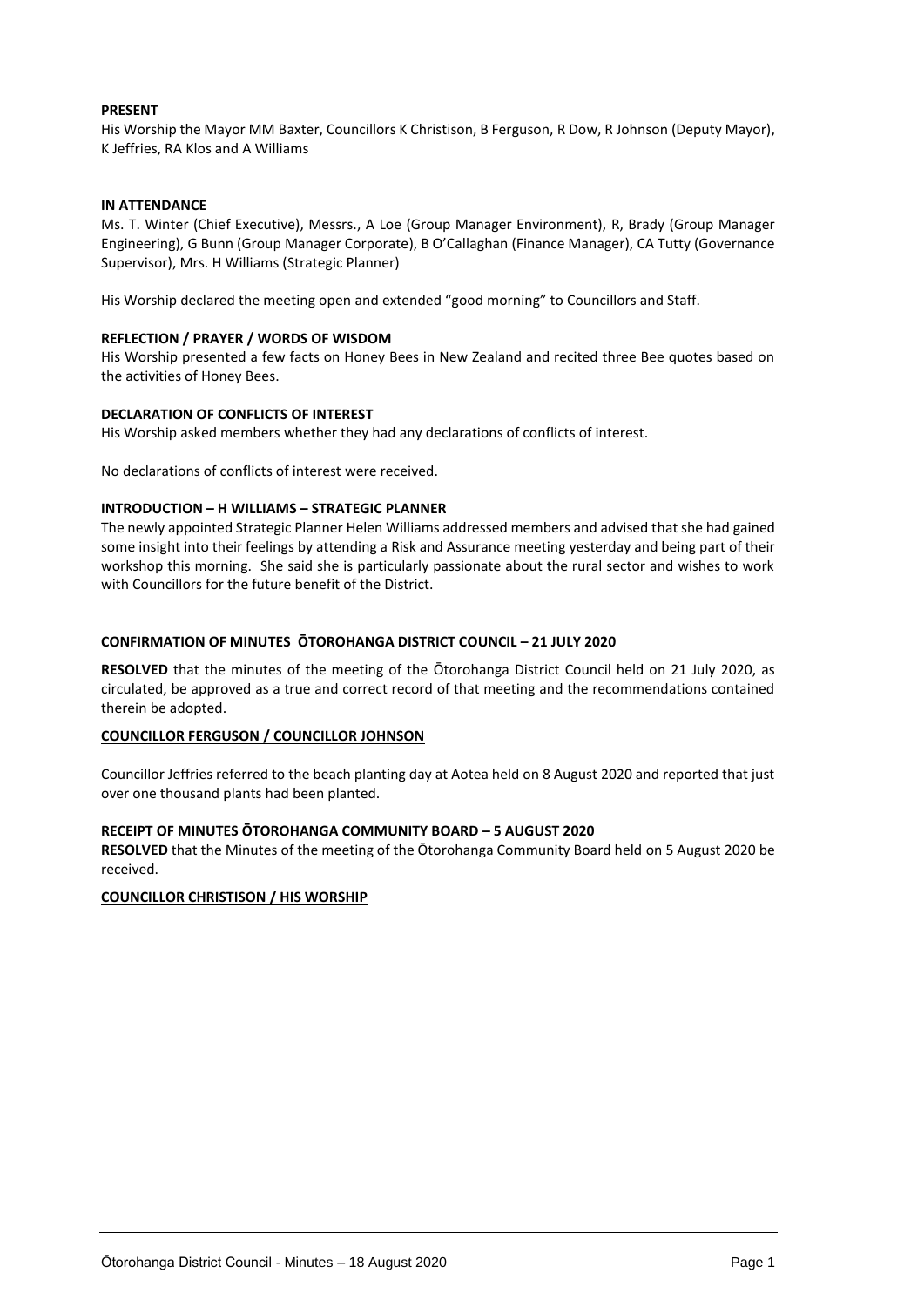**PRESENT**

His Worship the Mayor MM Baxter, Councillors K Christison, B Ferguson, R Dow, R Johnson (Deputy Mayor), K Jeffries, RA Klos and A Williams

**IN ATTENDANCE**

Ms. T. Winter (Chief Executive), Messrs., A Loe (Group Manager Environment), R, Brady (Group Manager Engineering), G Bunn (Group Manager Corporate), B O'Callaghan (Finance Manager), CA Tutty (Governance Supervisor), Mrs. H Williams (Strategic Planner)

His Worship declared the meeting open and extended "good morning" to Councillors and Staff.

**REFLECTION / PRAYER / WORDS OF WISDOM**

His Worship presented a few facts on Honey Bees in New Zealand and recited three Bee quotes based on the activities of Honey Bees.

**DECLARATION OF CONFLICTS OF INTEREST**

His Worship asked members whether they had any declarations of conflicts of interest.

No declarations of conflicts of interest were received.

**INTRODUCTION – H WILLIAMS – STRATEGIC PLANNER**

The newly appointed Strategic Planner Helen Williams addressed members and advised that she had gained some insight into their feelings by attending a Risk and Assurance meeting yesterday and being part of their workshop this morning. She said she is particularly passionate about the rural sector and wishes to work with Councillors for the future benefit of the District.

**CONFIRMATION OF MINUTES ŌTOROHANGA DISTRICT COUNCIL – 21 JULY 2020**

**RESOLVED** that the minutes of the meeting of the Ōtorohanga District Council held on 21 July 2020, as circulated, be approved as a true and correct record of that meeting and the recommendations contained therein be adopted.

**COUNCILLOR FERGUSON / COUNCILLOR JOHNSON**

Councillor Jeffries referred to the beach planting day at Aotea held on 8 August 2020 and reported that just over one thousand plants had been planted.

**RECEIPT OF MINUTES ŌTOROHANGA COMMUNITY BOARD – 5 AUGUST 2020**

**RESOLVED** that the Minutes of the meeting of the Ōtorohanga Community Board held on 5 August 2020 be received.

**COUNCILLOR CHRISTISON / HIS WORSHIP**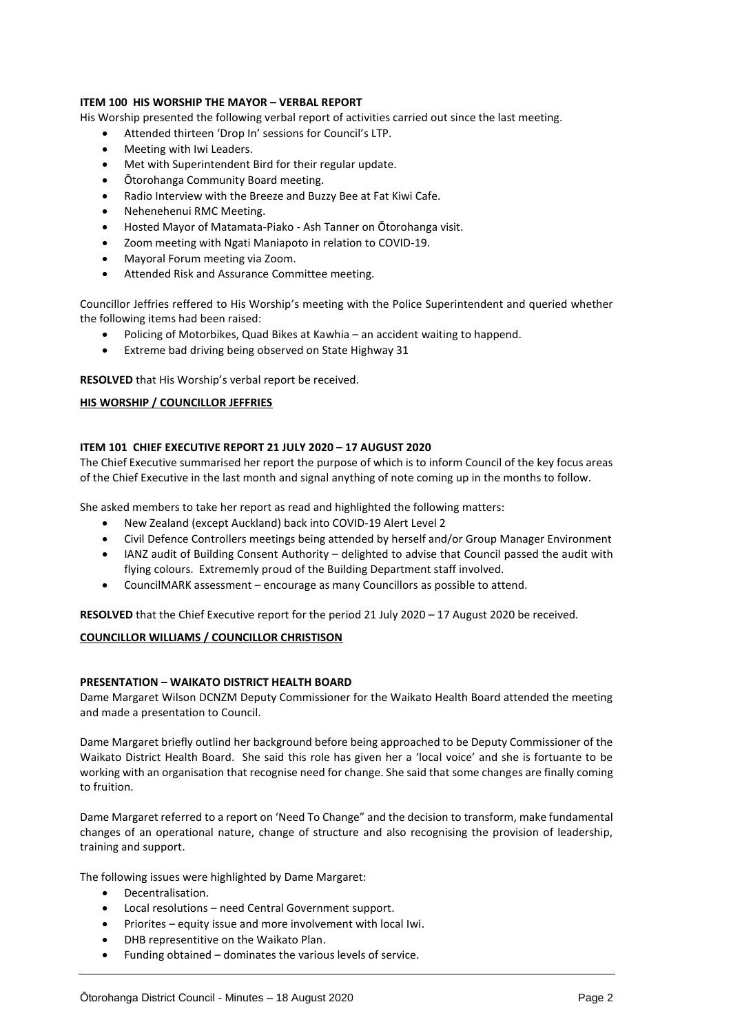**ITEM 100 HIS WORSHIP THE MAYOR – VERBAL REPORT**

His Worship presented the following verbal report of activities carried out since the last meeting.

- Attended thirteen 'Drop In' sessions for Council's LTP.
- Meeting with Iwi Leaders.
- Met with Superintendent Bird for their regular update.
- Ōtorohanga Community Board meeting.
- Radio Interview with the Breeze and Buzzy Bee at Fat Kiwi Cafe.
- Nehenehenui RMC Meeting.
- Hosted Mayor of Matamata-Piako - Ash Tanner on Ōtorohanga visit.
- Zoom meeting with Ngati Maniapoto in relation to COVID-19.
- Mayoral Forum meeting via Zoom.
- Attended Risk and Assurance Committee meeting.

Councillor Jeffries reffered to His Worship's meeting with the Police Superintendent and queried whether the following items had been raised:

- Policing of Motorbikes, Quad Bikes at Kawhia – an accident waiting to happend.
- Extreme bad driving being observed on State Highway 31

**RESOLVED** that His Worship's verbal report be received.

**HIS WORSHIP / COUNCILLOR JEFFRIES**

**ITEM 101 CHIEF EXECUTIVE REPORT 21 JULY 2020 – 17 AUGUST 2020**

The Chief Executive summarised her report the purpose of which is to inform Council of the key focus areas of the Chief Executive in the last month and signal anything of note coming up in the months to follow.

She asked members to take her report as read and highlighted the following matters:

- New Zealand (except Auckland) back into COVID-19 Alert Level 2
- Civil Defence Controllers meetings being attended by herself and/or Group Manager Environment
- IANZ audit of Building Consent Authority – delighted to advise that Council passed the audit with flying colours. Extrememly proud of the Building Department staff involved.
- CouncilMARK assessment – encourage as many Councillors as possible to attend.

**RESOLVED** that the Chief Executive report for the period 21 July 2020 – 17 August 2020 be received.

**COUNCILLOR WILLIAMS / COUNCILLOR CHRISTISON**

**PRESENTATION – WAIKATO DISTRICT HEALTH BOARD**

Dame Margaret Wilson DCNZM Deputy Commissioner for the Waikato Health Board attended the meeting and made a presentation to Council.

Dame Margaret briefly outlind her background before being approached to be Deputy Commissioner of the Waikato District Health Board. She said this role has given her a 'local voice' and she is fortuante to be working with an organisation that recognise need for change. She said that some changes are finally coming to fruition.

Dame Margaret referred to a report on 'Need To Change" and the decision to transform, make fundamental changes of an operational nature, change of structure and also recognising the provision of leadership, training and support.

The following issues were highlighted by Dame Margaret:

- Decentralisation.
- Local resolutions – need Central Government support.
- Priorites – equity issue and more involvement with local Iwi.
- DHB representitive on the Waikato Plan.
- Funding obtained – dominates the various levels of service.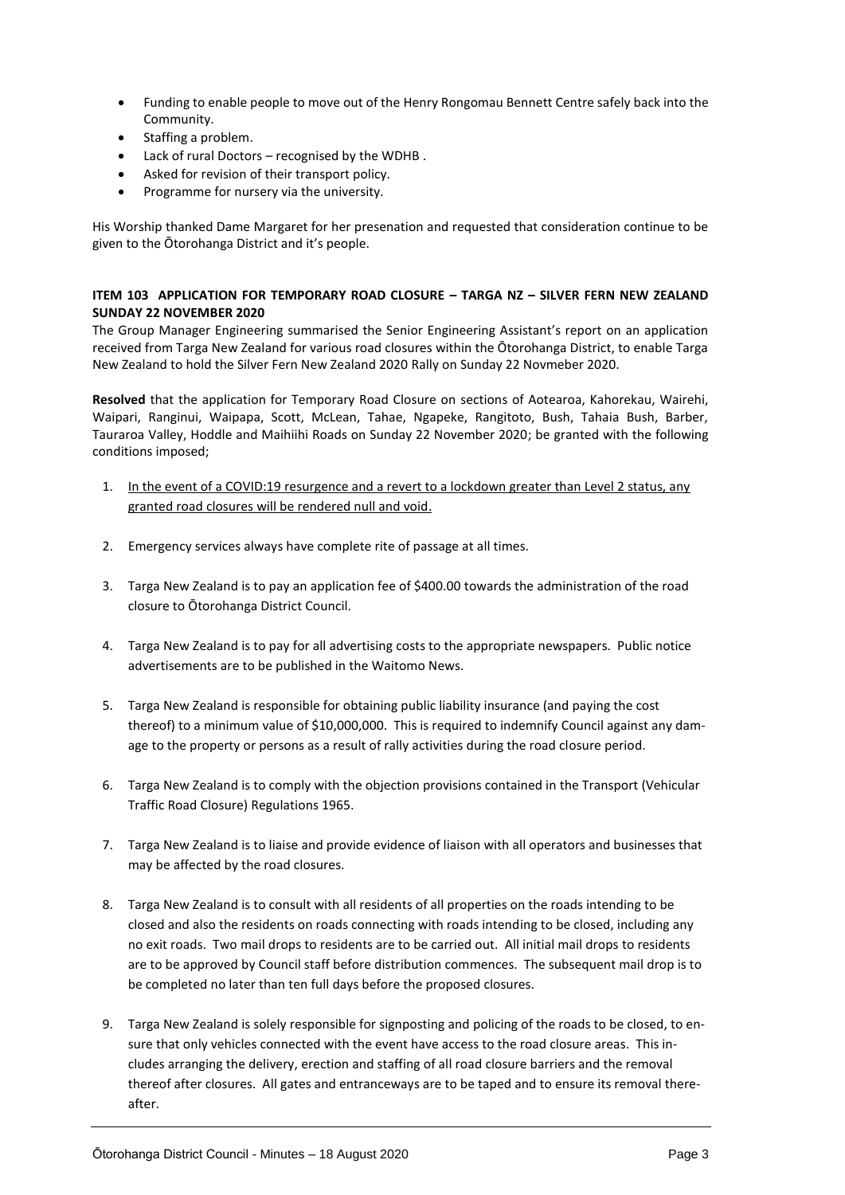- Funding to enable people to move out of the Henry Rongomau Bennett Centre safely back into the Community.
- Staffing a problem.
- Lack of rural Doctors – recognised by the WDHB .
- Asked for revision of their transport policy.
- Programme for nursery via the university.

His Worship thanked Dame Margaret for her presenation and requested that consideration continue to be given to the Ōtorohanga District and it's people.

**ITEM 103 APPLICATION FOR TEMPORARY ROAD CLOSURE – TARGA NZ – SILVER FERN NEW ZEALAND SUNDAY 22 NOVEMBER 2020**

The Group Manager Engineering summarised the Senior Engineering Assistant's report on an application received from Targa New Zealand for various road closures within the Ōtorohanga District, to enable Targa New Zealand to hold the Silver Fern New Zealand 2020 Rally on Sunday 22 Novmeber 2020.

**Resolved** that the application for Temporary Road Closure on sections of Aotearoa, Kahorekau, Wairehi, Waipari, Ranginui, Waipapa, Scott, McLean, Tahae, Ngapeke, Rangitoto, Bush, Tahaia Bush, Barber, Tauraroa Valley, Hoddle and Maihiihi Roads on Sunday 22 November 2020; be granted with the following conditions imposed;

1. <u>In the event of a COVID:19 resurgence and a revert to a lockdown greater than Level 2 status, any granted road closures will be rendered null and void.</u>

2. Emergency services always have complete rite of passage at all times.

3. Targa New Zealand is to pay an application fee of $400.00 towards the administration of the road closure to Ōtorohanga District Council.

4. Targa New Zealand is to pay for all advertising costs to the appropriate newspapers. Public notice advertisements are to be published in the Waitomo News.

5. Targa New Zealand is responsible for obtaining public liability insurance (and paying the cost thereof) to a minimum value of $10,000,000. This is required to indemnify Council against any damage to the property or persons as a result of rally activities during the road closure period.

6. Targa New Zealand is to comply with the objection provisions contained in the Transport (Vehicular Traffic Road Closure) Regulations 1965.

7. Targa New Zealand is to liaise and provide evidence of liaison with all operators and businesses that may be affected by the road closures.

8. Targa New Zealand is to consult with all residents of all properties on the roads intending to be closed and also the residents on roads connecting with roads intending to be closed, including any no exit roads. Two mail drops to residents are to be carried out. All initial mail drops to residents are to be approved by Council staff before distribution commences. The subsequent mail drop is to be completed no later than ten full days before the proposed closures.

9. Targa New Zealand is solely responsible for signposting and policing of the roads to be closed, to ensure that only vehicles connected with the event have access to the road closure areas. This includes arranging the delivery, erection and staffing of all road closure barriers and the removal thereof after closures. All gates and entranceways are to be taped and to ensure its removal thereafter.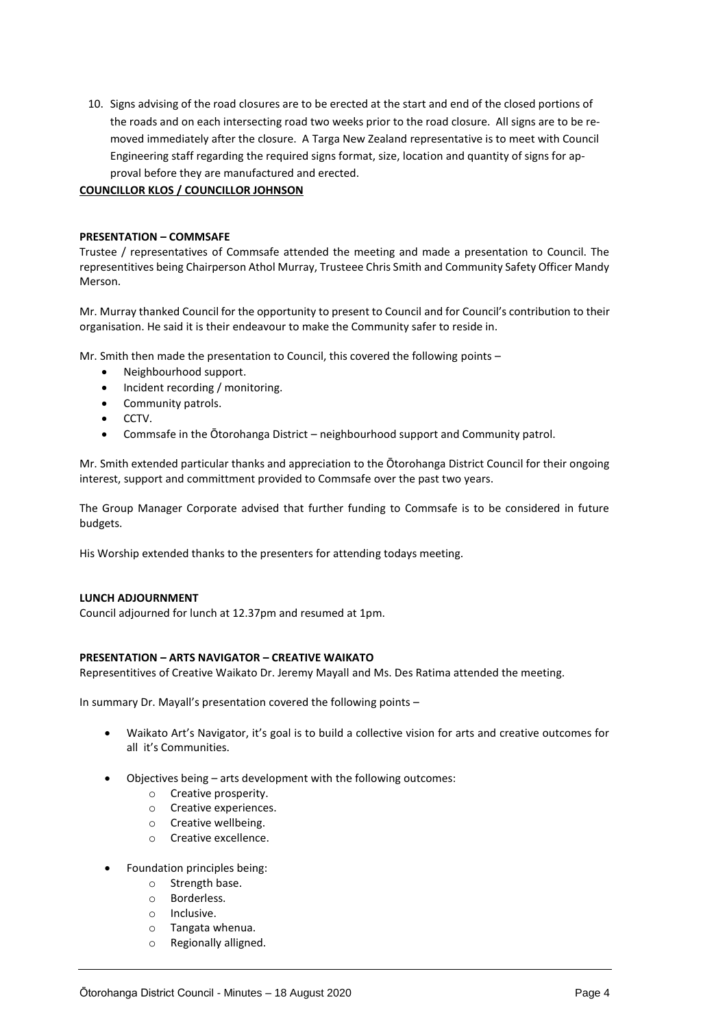10. Signs advising of the road closures are to be erected at the start and end of the closed portions of the roads and on each intersecting road two weeks prior to the road closure. All signs are to be removed immediately after the closure. A Targa New Zealand representative is to meet with Council Engineering staff regarding the required signs format, size, location and quantity of signs for approval before they are manufactured and erected.

**COUNCILLOR KLOS / COUNCILLOR JOHNSON**

**PRESENTATION – COMMSAFE**

Trustee / representatives of Commsafe attended the meeting and made a presentation to Council. The representitives being Chairperson Athol Murray, Trusteee Chris Smith and Community Safety Officer Mandy Merson.

Mr. Murray thanked Council for the opportunity to present to Council and for Council's contribution to their organisation. He said it is their endeavour to make the Community safer to reside in.

Mr. Smith then made the presentation to Council, this covered the following points –

- Neighbourhood support.
- Incident recording / monitoring.
- Community patrols.
- CCTV.
- Commsafe in the Ōtorohanga District – neighbourhood support and Community patrol.

Mr. Smith extended particular thanks and appreciation to the Ōtorohanga District Council for their ongoing interest, support and committment provided to Commsafe over the past two years.

The Group Manager Corporate advised that further funding to Commsafe is to be considered in future budgets.

His Worship extended thanks to the presenters for attending todays meeting.

**LUNCH ADJOURNMENT**

Council adjourned for lunch at 12.37pm and resumed at 1pm.

**PRESENTATION – ARTS NAVIGATOR – CREATIVE WAIKATO**

Representitives of Creative Waikato Dr. Jeremy Mayall and Ms. Des Ratima attended the meeting.

In summary Dr. Mayall's presentation covered the following points –

- Waikato Art's Navigator, it's goal is to build a collective vision for arts and creative outcomes for all it's Communities.
- Objectives being – arts development with the following outcomes:
  - Creative prosperity.
  - Creative experiences.
  - Creative wellbeing.
  - Creative excellence.
- Foundation principles being:
  - Strength base.
  - Borderless.
  - Inclusive.
  - Tangata whenua.
  - Regionally alligned.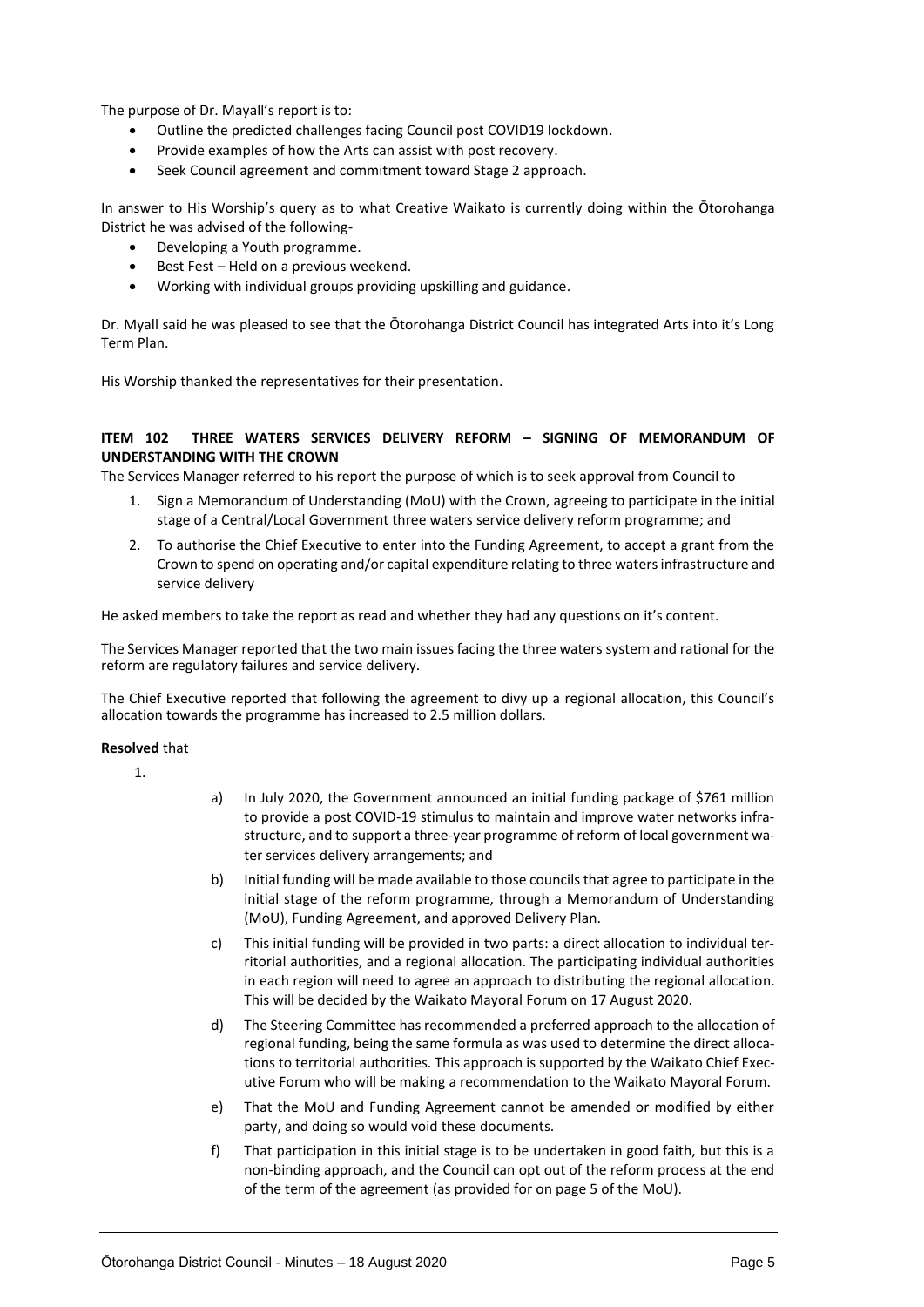The purpose of Dr. Mayall's report is to:

- Outline the predicted challenges facing Council post COVID19 lockdown.
- Provide examples of how the Arts can assist with post recovery.
- Seek Council agreement and commitment toward Stage 2 approach.

In answer to His Worship's query as to what Creative Waikato is currently doing within the Ōtorohanga District he was advised of the following-

- Developing a Youth programme.
- Best Fest – Held on a previous weekend.
- Working with individual groups providing upskilling and guidance.

Dr. Myall said he was pleased to see that the Ōtorohanga District Council has integrated Arts into it's Long Term Plan.

His Worship thanked the representatives for their presentation.

**ITEM 102 THREE WATERS SERVICES DELIVERY REFORM – SIGNING OF MEMORANDUM OF UNDERSTANDING WITH THE CROWN**

The Services Manager referred to his report the purpose of which is to seek approval from Council to

1. Sign a Memorandum of Understanding (MoU) with the Crown, agreeing to participate in the initial stage of a Central/Local Government three waters service delivery reform programme; and
2. To authorise the Chief Executive to enter into the Funding Agreement, to accept a grant from the Crown to spend on operating and/or capital expenditure relating to three waters infrastructure and service delivery

He asked members to take the report as read and whether they had any questions on it's content.

The Services Manager reported that the two main issues facing the three waters system and rational for the reform are regulatory failures and service delivery.

The Chief Executive reported that following the agreement to divy up a regional allocation, this Council's allocation towards the programme has increased to 2.5 million dollars.

**Resolved** that

1.

   a) In July 2020, the Government announced an initial funding package of $761 million to provide a post COVID-19 stimulus to maintain and improve water networks infrastructure, and to support a three-year programme of reform of local government water services delivery arrangements; and

   b) Initial funding will be made available to those councils that agree to participate in the initial stage of the reform programme, through a Memorandum of Understanding (MoU), Funding Agreement, and approved Delivery Plan.

   c) This initial funding will be provided in two parts: a direct allocation to individual territorial authorities, and a regional allocation. The participating individual authorities in each region will need to agree an approach to distributing the regional allocation. This will be decided by the Waikato Mayoral Forum on 17 August 2020.

   d) The Steering Committee has recommended a preferred approach to the allocation of regional funding, being the same formula as was used to determine the direct allocations to territorial authorities. This approach is supported by the Waikato Chief Executive Forum who will be making a recommendation to the Waikato Mayoral Forum.

   e) That the MoU and Funding Agreement cannot be amended or modified by either party, and doing so would void these documents.

   f) That participation in this initial stage is to be undertaken in good faith, but this is a non-binding approach, and the Council can opt out of the reform process at the end of the term of the agreement (as provided for on page 5 of the MoU).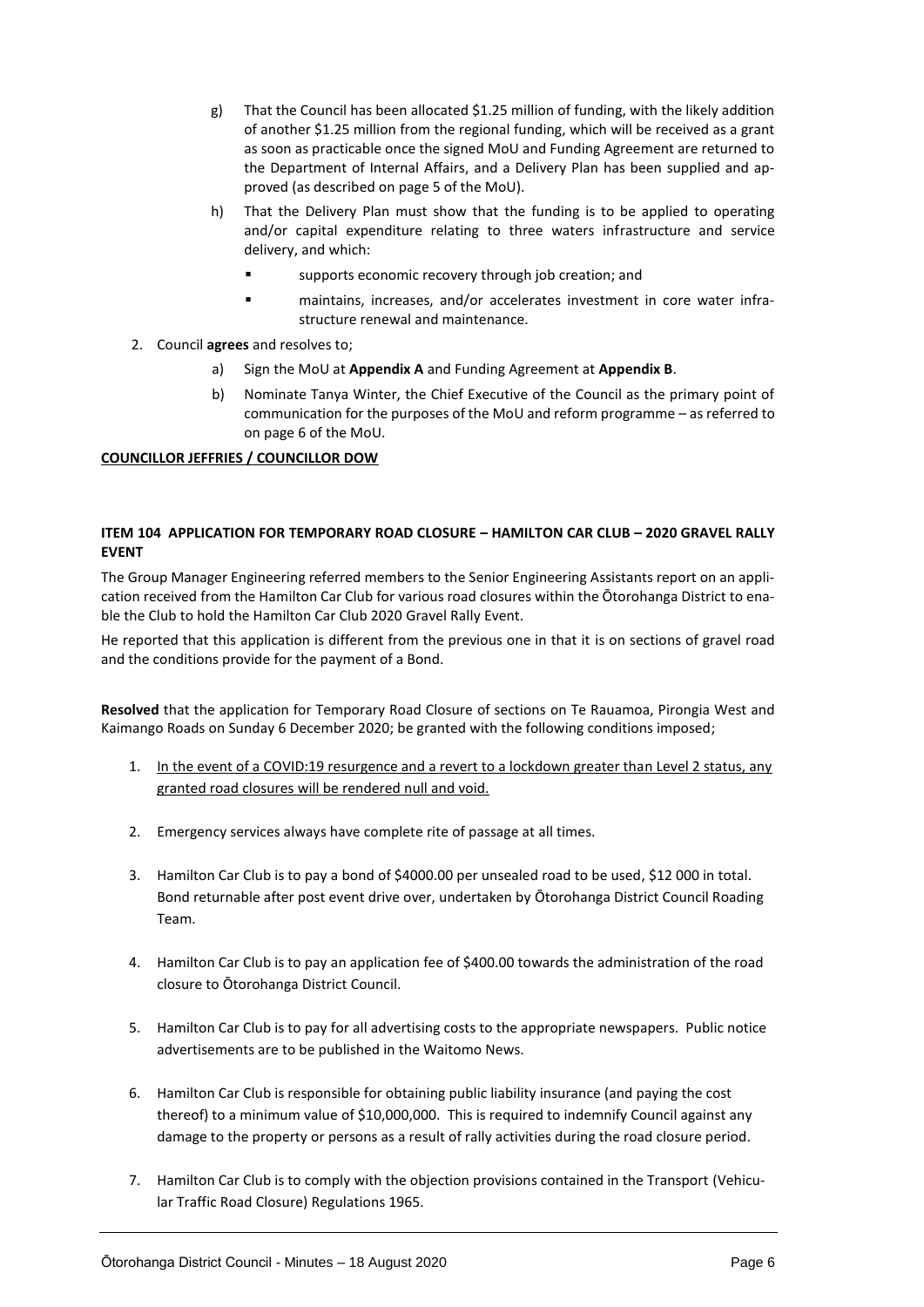g) That the Council has been allocated $1.25 million of funding, with the likely addition of another $1.25 million from the regional funding, which will be received as a grant as soon as practicable once the signed MoU and Funding Agreement are returned to the Department of Internal Affairs, and a Delivery Plan has been supplied and approved (as described on page 5 of the MoU).

h) That the Delivery Plan must show that the funding is to be applied to operating and/or capital expenditure relating to three waters infrastructure and service delivery, and which:

- supports economic recovery through job creation; and
- maintains, increases, and/or accelerates investment in core water infrastructure renewal and maintenance.

2. Council **agrees** and resolves to;

   a) Sign the MoU at **Appendix A** and Funding Agreement at **Appendix B**.

   b) Nominate Tanya Winter, the Chief Executive of the Council as the primary point of communication for the purposes of the MoU and reform programme – as referred to on page 6 of the MoU.

**COUNCILLOR JEFFRIES / COUNCILLOR DOW**

**ITEM 104 APPLICATION FOR TEMPORARY ROAD CLOSURE – HAMILTON CAR CLUB – 2020 GRAVEL RALLY EVENT**

The Group Manager Engineering referred members to the Senior Engineering Assistants report on an application received from the Hamilton Car Club for various road closures within the Ōtorohanga District to enable the Club to hold the Hamilton Car Club 2020 Gravel Rally Event.

He reported that this application is different from the previous one in that it is on sections of gravel road and the conditions provide for the payment of a Bond.

**Resolved** that the application for Temporary Road Closure of sections on Te Rauamoa, Pirongia West and Kaimango Roads on Sunday 6 December 2020; be granted with the following conditions imposed;

1. <u>In the event of a COVID:19 resurgence and a revert to a lockdown greater than Level 2 status, any granted road closures will be rendered null and void.</u>

2. Emergency services always have complete rite of passage at all times.

3. Hamilton Car Club is to pay a bond of $4000.00 per unsealed road to be used, $12 000 in total. Bond returnable after post event drive over, undertaken by Ōtorohanga District Council Roading Team.

4. Hamilton Car Club is to pay an application fee of $400.00 towards the administration of the road closure to Ōtorohanga District Council.

5. Hamilton Car Club is to pay for all advertising costs to the appropriate newspapers. Public notice advertisements are to be published in the Waitomo News.

6. Hamilton Car Club is responsible for obtaining public liability insurance (and paying the cost thereof) to a minimum value of $10,000,000. This is required to indemnify Council against any damage to the property or persons as a result of rally activities during the road closure period.

7. Hamilton Car Club is to comply with the objection provisions contained in the Transport (Vehicular Traffic Road Closure) Regulations 1965.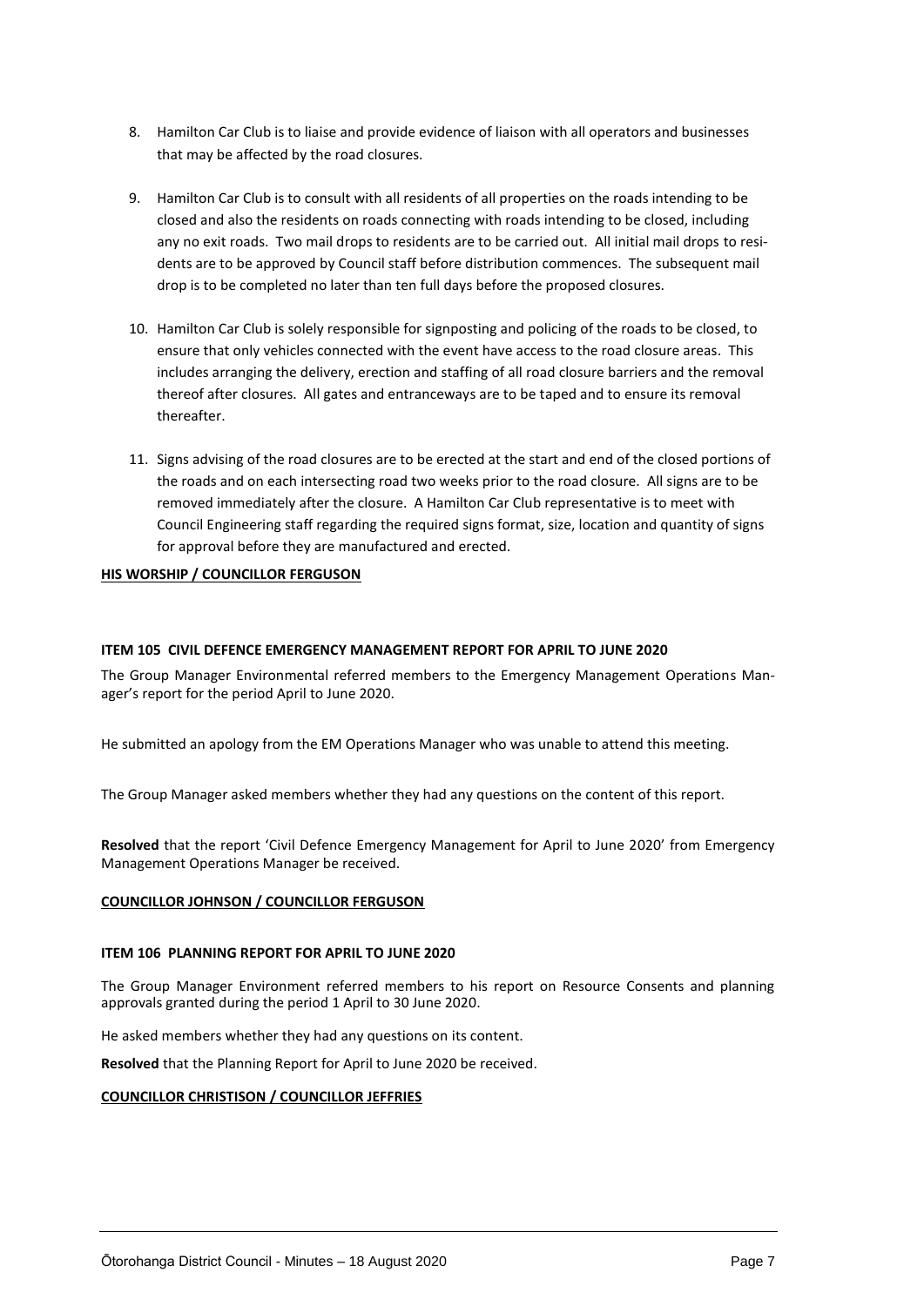8. Hamilton Car Club is to liaise and provide evidence of liaison with all operators and businesses that may be affected by the road closures.

9. Hamilton Car Club is to consult with all residents of all properties on the roads intending to be closed and also the residents on roads connecting with roads intending to be closed, including any no exit roads. Two mail drops to residents are to be carried out. All initial mail drops to residents are to be approved by Council staff before distribution commences. The subsequent mail drop is to be completed no later than ten full days before the proposed closures.

10. Hamilton Car Club is solely responsible for signposting and policing of the roads to be closed, to ensure that only vehicles connected with the event have access to the road closure areas. This includes arranging the delivery, erection and staffing of all road closure barriers and the removal thereof after closures. All gates and entranceways are to be taped and to ensure its removal thereafter.

11. Signs advising of the road closures are to be erected at the start and end of the closed portions of the roads and on each intersecting road two weeks prior to the road closure. All signs are to be removed immediately after the closure. A Hamilton Car Club representative is to meet with Council Engineering staff regarding the required signs format, size, location and quantity of signs for approval before they are manufactured and erected.

**HIS WORSHIP / COUNCILLOR FERGUSON**

**ITEM 105 CIVIL DEFENCE EMERGENCY MANAGEMENT REPORT FOR APRIL TO JUNE 2020**

The Group Manager Environmental referred members to the Emergency Management Operations Manager's report for the period April to June 2020.

He submitted an apology from the EM Operations Manager who was unable to attend this meeting.

The Group Manager asked members whether they had any questions on the content of this report.

**Resolved** that the report 'Civil Defence Emergency Management for April to June 2020' from Emergency Management Operations Manager be received.

**COUNCILLOR JOHNSON / COUNCILLOR FERGUSON**

**ITEM 106 PLANNING REPORT FOR APRIL TO JUNE 2020**

The Group Manager Environment referred members to his report on Resource Consents and planning approvals granted during the period 1 April to 30 June 2020.

He asked members whether they had any questions on its content.

**Resolved** that the Planning Report for April to June 2020 be received.

**COUNCILLOR CHRISTISON / COUNCILLOR JEFFRIES**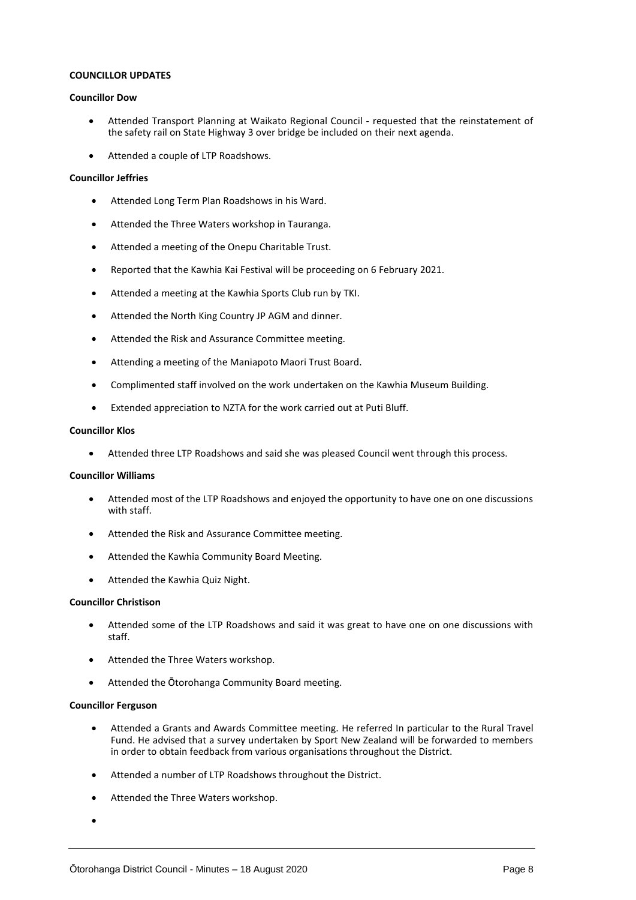**COUNCILLOR UPDATES**

**Councillor Dow**

- Attended Transport Planning at Waikato Regional Council - requested that the reinstatement of the safety rail on State Highway 3 over bridge be included on their next agenda.
- Attended a couple of LTP Roadshows.

**Councillor Jeffries**

- Attended Long Term Plan Roadshows in his Ward.
- Attended the Three Waters workshop in Tauranga.
- Attended a meeting of the Onepu Charitable Trust.
- Reported that the Kawhia Kai Festival will be proceeding on 6 February 2021.
- Attended a meeting at the Kawhia Sports Club run by TKI.
- Attended the North King Country JP AGM and dinner.
- Attended the Risk and Assurance Committee meeting.
- Attending a meeting of the Maniapoto Maori Trust Board.
- Complimented staff involved on the work undertaken on the Kawhia Museum Building.
- Extended appreciation to NZTA for the work carried out at Puti Bluff.

**Councillor Klos**

- Attended three LTP Roadshows and said she was pleased Council went through this process.

**Councillor Williams**

- Attended most of the LTP Roadshows and enjoyed the opportunity to have one on one discussions with staff.
- Attended the Risk and Assurance Committee meeting.
- Attended the Kawhia Community Board Meeting.
- Attended the Kawhia Quiz Night.

**Councillor Christison**

- Attended some of the LTP Roadshows and said it was great to have one on one discussions with staff.
- Attended the Three Waters workshop.
- Attended the Ōtorohanga Community Board meeting.

**Councillor Ferguson**

- Attended a Grants and Awards Committee meeting. He referred In particular to the Rural Travel Fund. He advised that a survey undertaken by Sport New Zealand will be forwarded to members in order to obtain feedback from various organisations throughout the District.
- Attended a number of LTP Roadshows throughout the District.
- Attended the Three Waters workshop.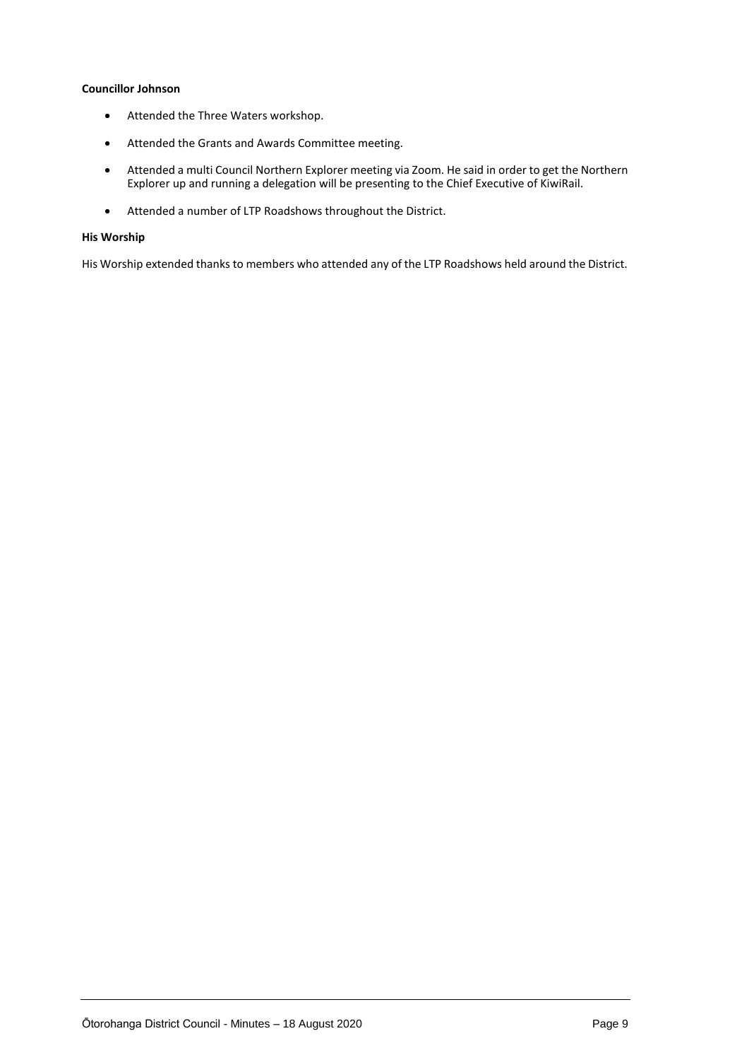**Councillor Johnson**

- Attended the Three Waters workshop.
- Attended the Grants and Awards Committee meeting.
- Attended a multi Council Northern Explorer meeting via Zoom. He said in order to get the Northern Explorer up and running a delegation will be presenting to the Chief Executive of KiwiRail.
- Attended a number of LTP Roadshows throughout the District.

**His Worship**

His Worship extended thanks to members who attended any of the LTP Roadshows held around the District.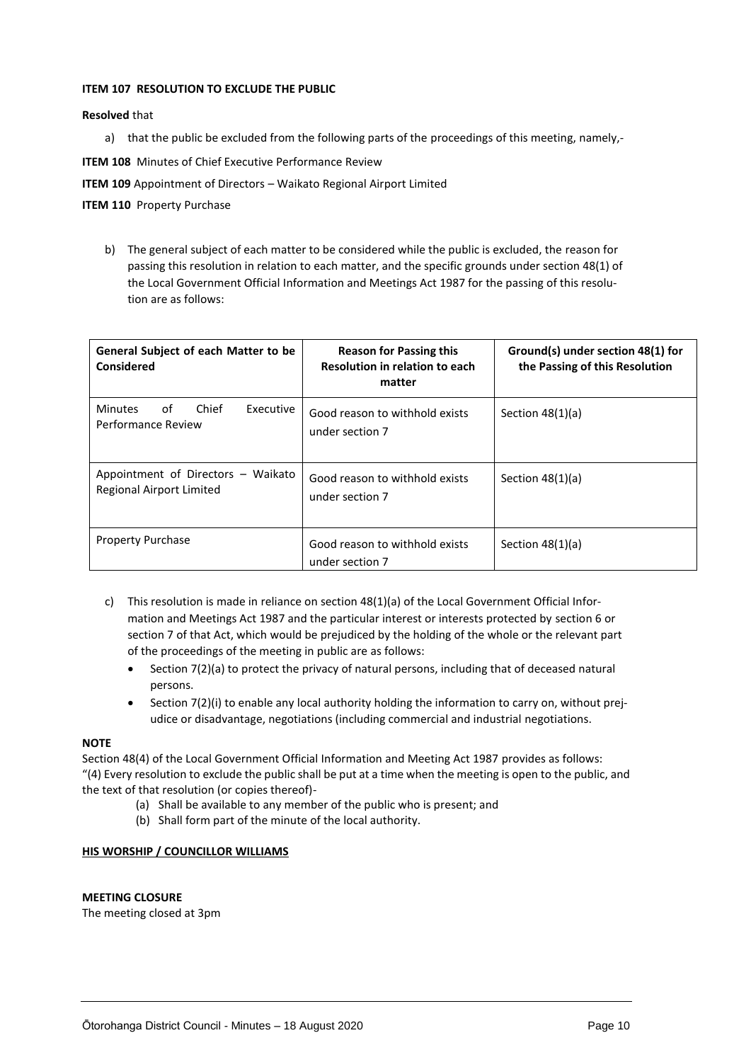**ITEM 107 RESOLUTION TO EXCLUDE THE PUBLIC**

**Resolved** that

a) that the public be excluded from the following parts of the proceedings of this meeting, namely,-

**ITEM 108** Minutes of Chief Executive Performance Review

**ITEM 109** Appointment of Directors – Waikato Regional Airport Limited

**ITEM 110** Property Purchase

b) The general subject of each matter to be considered while the public is excluded, the reason for passing this resolution in relation to each matter, and the specific grounds under section 48(1) of the Local Government Official Information and Meetings Act 1987 for the passing of this resolution are as follows:

| General Subject of each Matter to be Considered | Reason for Passing this Resolution in relation to each matter | Ground(s) under section 48(1) for the Passing of this Resolution |
|---|---|---|
| Minutes of Chief Executive Performance Review | Good reason to withhold exists under section 7 | Section 48(1)(a) |
| Appointment of Directors – Waikato Regional Airport Limited | Good reason to withhold exists under section 7 | Section 48(1)(a) |
| Property Purchase | Good reason to withhold exists under section 7 | Section 48(1)(a) |

c) This resolution is made in reliance on section 48(1)(a) of the Local Government Official Information and Meetings Act 1987 and the particular interest or interests protected by section 6 or section 7 of that Act, which would be prejudiced by the holding of the whole or the relevant part of the proceedings of the meeting in public are as follows:
   - Section 7(2)(a) to protect the privacy of natural persons, including that of deceased natural persons.
   - Section 7(2)(i) to enable any local authority holding the information to carry on, without prejudice or disadvantage, negotiations (including commercial and industrial negotiations.

**NOTE**

Section 48(4) of the Local Government Official Information and Meeting Act 1987 provides as follows:
"(4) Every resolution to exclude the public shall be put at a time when the meeting is open to the public, and the text of that resolution (or copies thereof)-

(a) Shall be available to any member of the public who is present; and
(b) Shall form part of the minute of the local authority.

**HIS WORSHIP / COUNCILLOR WILLIAMS**

**MEETING CLOSURE**

The meeting closed at 3pm